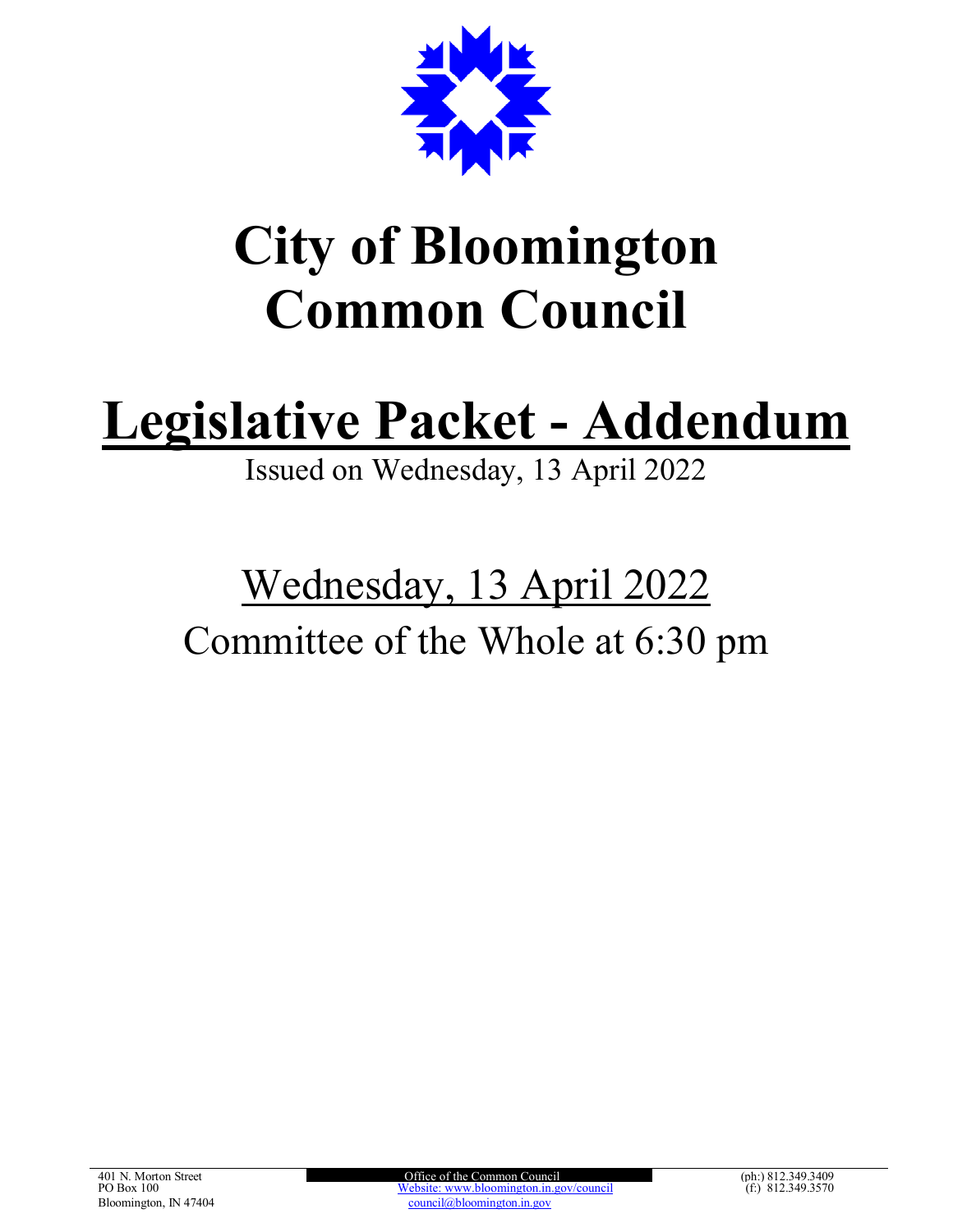# City of Bloomington Common Council

# Legislative Packet - Addendum

Issued on Wednesday, 13 April 2022

## Wednesday, 13 April 2022

## Committee of the Whole at 6:30 pm

401 N. Morton Street
PO Box 100
Bloomington, IN 47404

Office of the Common Council
Website: www.bloomington.in.gov/council
council@bloomington.in.gov

(ph:) 812.349.3409
(f:) 812.349.3570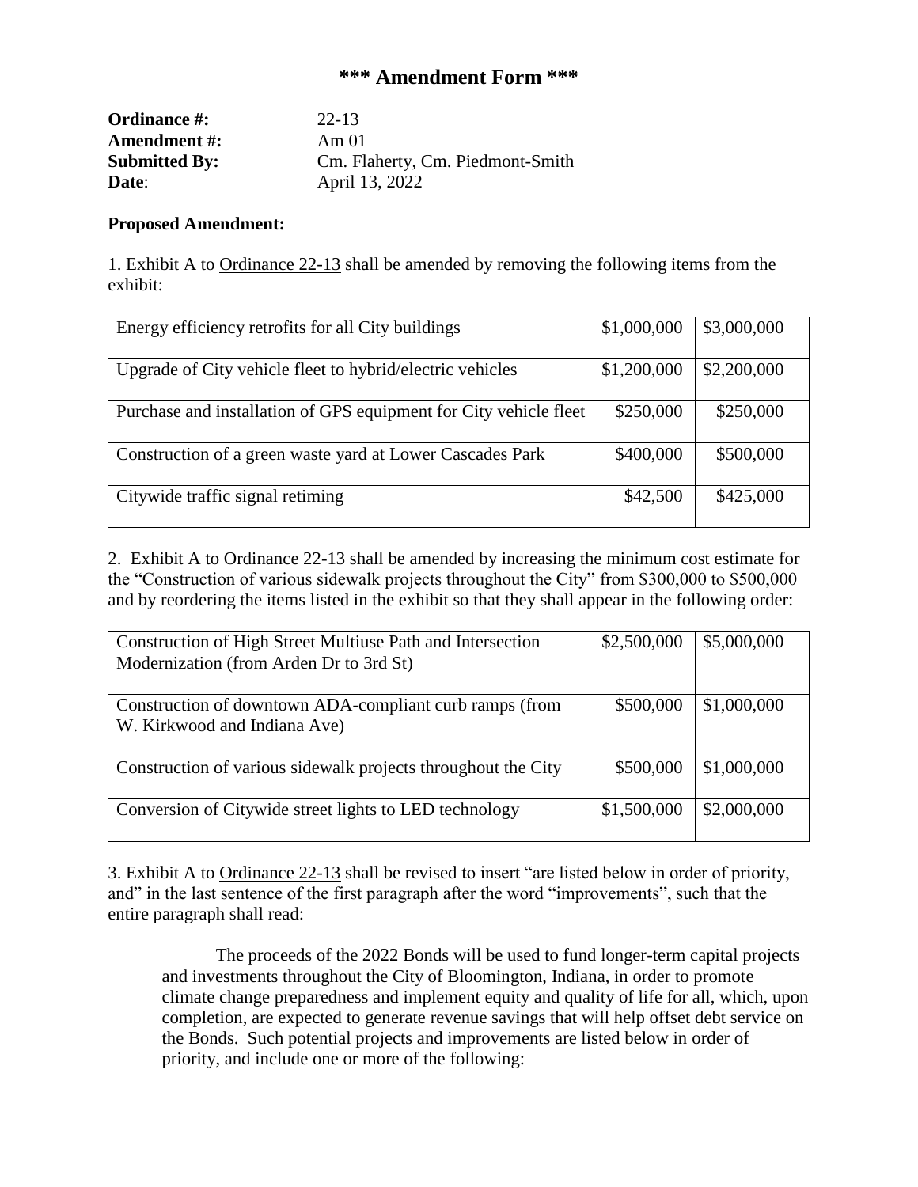## *** Amendment Form ***

**Ordinance #:** 22-13
**Amendment #:** Am 01
**Submitted By:** Cm. Flaherty, Cm. Piedmont-Smith
**Date:** April 13, 2022

**Proposed Amendment:**

1. Exhibit A to Ordinance 22-13 shall be amended by removing the following items from the exhibit:

| | | |
|---|---|---|
| Energy efficiency retrofits for all City buildings | $1,000,000 | $3,000,000 |
| Upgrade of City vehicle fleet to hybrid/electric vehicles | $1,200,000 | $2,200,000 |
| Purchase and installation of GPS equipment for City vehicle fleet | $250,000 | $250,000 |
| Construction of a green waste yard at Lower Cascades Park | $400,000 | $500,000 |
| Citywide traffic signal retiming | $42,500 | $425,000 |

2. Exhibit A to Ordinance 22-13 shall be amended by increasing the minimum cost estimate for the "Construction of various sidewalk projects throughout the City" from $300,000 to $500,000 and by reordering the items listed in the exhibit so that they shall appear in the following order:

| | | |
|---|---|---|
| Construction of High Street Multiuse Path and Intersection Modernization (from Arden Dr to 3rd St) | $2,500,000 | $5,000,000 |
| Construction of downtown ADA-compliant curb ramps (from W. Kirkwood and Indiana Ave) | $500,000 | $1,000,000 |
| Construction of various sidewalk projects throughout the City | $500,000 | $1,000,000 |
| Conversion of Citywide street lights to LED technology | $1,500,000 | $2,000,000 |

3. Exhibit A to Ordinance 22-13 shall be revised to insert "are listed below in order of priority, and" in the last sentence of the first paragraph after the word "improvements", such that the entire paragraph shall read:

> The proceeds of the 2022 Bonds will be used to fund longer-term capital projects and investments throughout the City of Bloomington, Indiana, in order to promote climate change preparedness and implement equity and quality of life for all, which, upon completion, are expected to generate revenue savings that will help offset debt service on the Bonds. Such potential projects and improvements are listed below in order of priority, and include one or more of the following: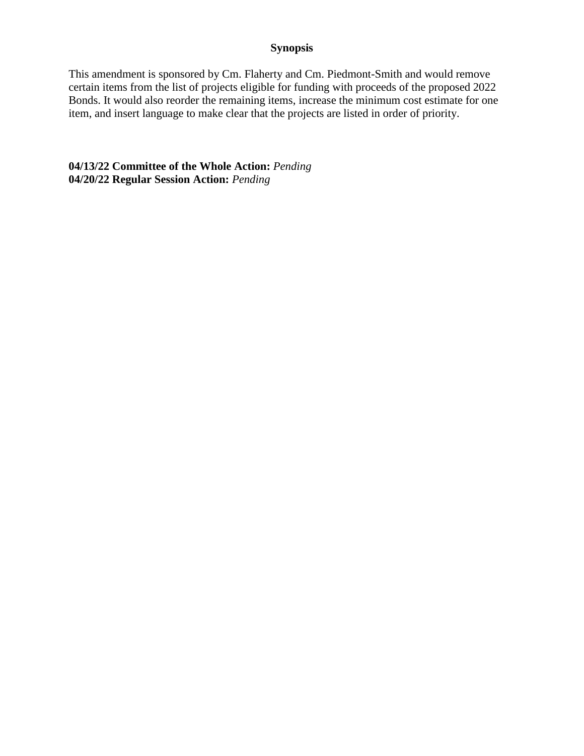**Synopsis**

This amendment is sponsored by Cm. Flaherty and Cm. Piedmont-Smith and would remove certain items from the list of projects eligible for funding with proceeds of the proposed 2022 Bonds. It would also reorder the remaining items, increase the minimum cost estimate for one item, and insert language to make clear that the projects are listed in order of priority.

**04/13/22 Committee of the Whole Action:** *Pending*
**04/20/22 Regular Session Action:** *Pending*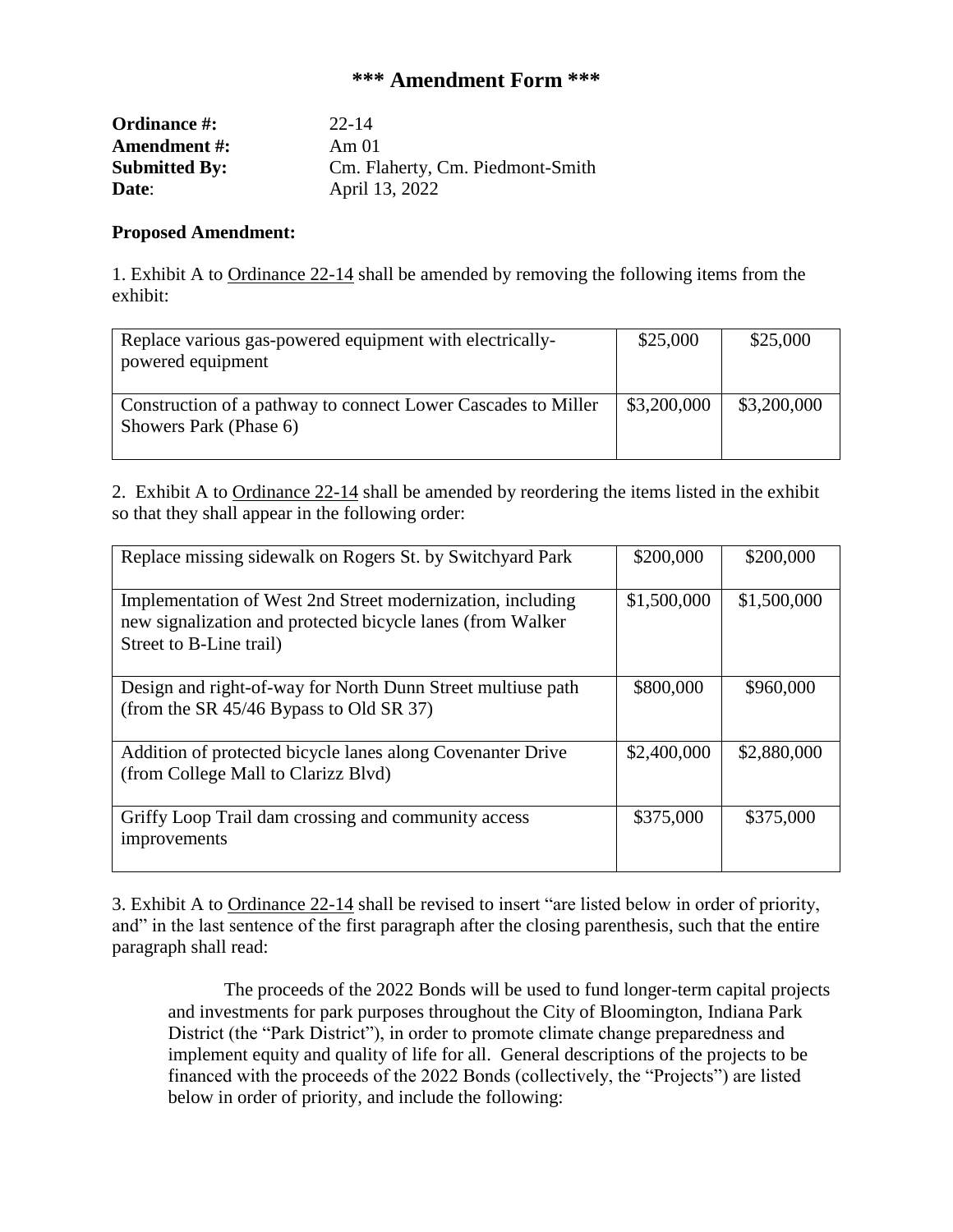# *** Amendment Form ***

| | |
|---|---|
| **Ordinance #:** | 22-14 |
| **Amendment #:** | Am 01 |
| **Submitted By:** | Cm. Flaherty, Cm. Piedmont-Smith |
| **Date**: | April 13, 2022 |

**Proposed Amendment:**

1. Exhibit A to Ordinance 22-14 shall be amended by removing the following items from the exhibit:

| | | |
|---|---|---|
| Replace various gas-powered equipment with electrically-powered equipment | $25,000 | $25,000 |
| Construction of a pathway to connect Lower Cascades to Miller Showers Park (Phase 6) | $3,200,000 | $3,200,000 |

2. Exhibit A to Ordinance 22-14 shall be amended by reordering the items listed in the exhibit so that they shall appear in the following order:

| | | |
|---|---|---|
| Replace missing sidewalk on Rogers St. by Switchyard Park | $200,000 | $200,000 |
| Implementation of West 2nd Street modernization, including new signalization and protected bicycle lanes (from Walker Street to B-Line trail) | $1,500,000 | $1,500,000 |
| Design and right-of-way for North Dunn Street multiuse path (from the SR 45/46 Bypass to Old SR 37) | $800,000 | $960,000 |
| Addition of protected bicycle lanes along Covenanter Drive (from College Mall to Clarizz Blvd) | $2,400,000 | $2,880,000 |
| Griffy Loop Trail dam crossing and community access improvements | $375,000 | $375,000 |

3. Exhibit A to Ordinance 22-14 shall be revised to insert "are listed below in order of priority, and" in the last sentence of the first paragraph after the closing parenthesis, such that the entire paragraph shall read:

> The proceeds of the 2022 Bonds will be used to fund longer-term capital projects and investments for park purposes throughout the City of Bloomington, Indiana Park District (the "Park District"), in order to promote climate change preparedness and implement equity and quality of life for all. General descriptions of the projects to be financed with the proceeds of the 2022 Bonds (collectively, the "Projects") are listed below in order of priority, and include the following: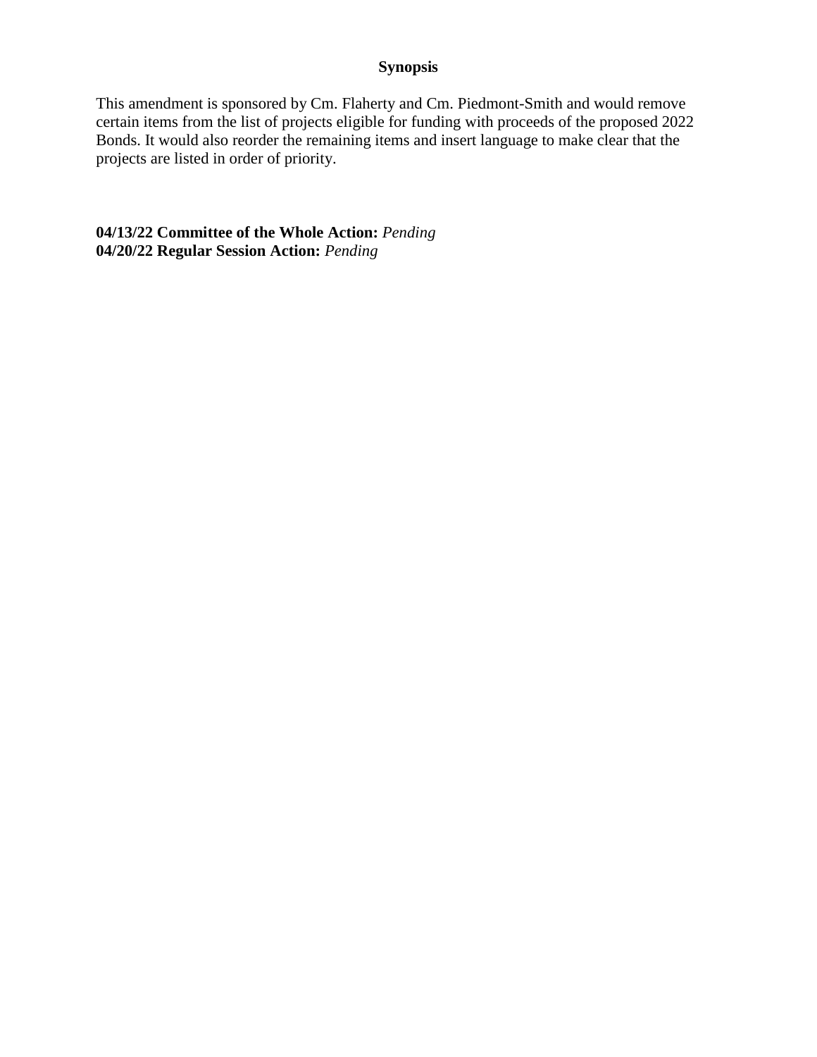**Synopsis**

This amendment is sponsored by Cm. Flaherty and Cm. Piedmont-Smith and would remove certain items from the list of projects eligible for funding with proceeds of the proposed 2022 Bonds. It would also reorder the remaining items and insert language to make clear that the projects are listed in order of priority.

**04/13/22 Committee of the Whole Action:** *Pending*
**04/20/22 Regular Session Action:** *Pending*